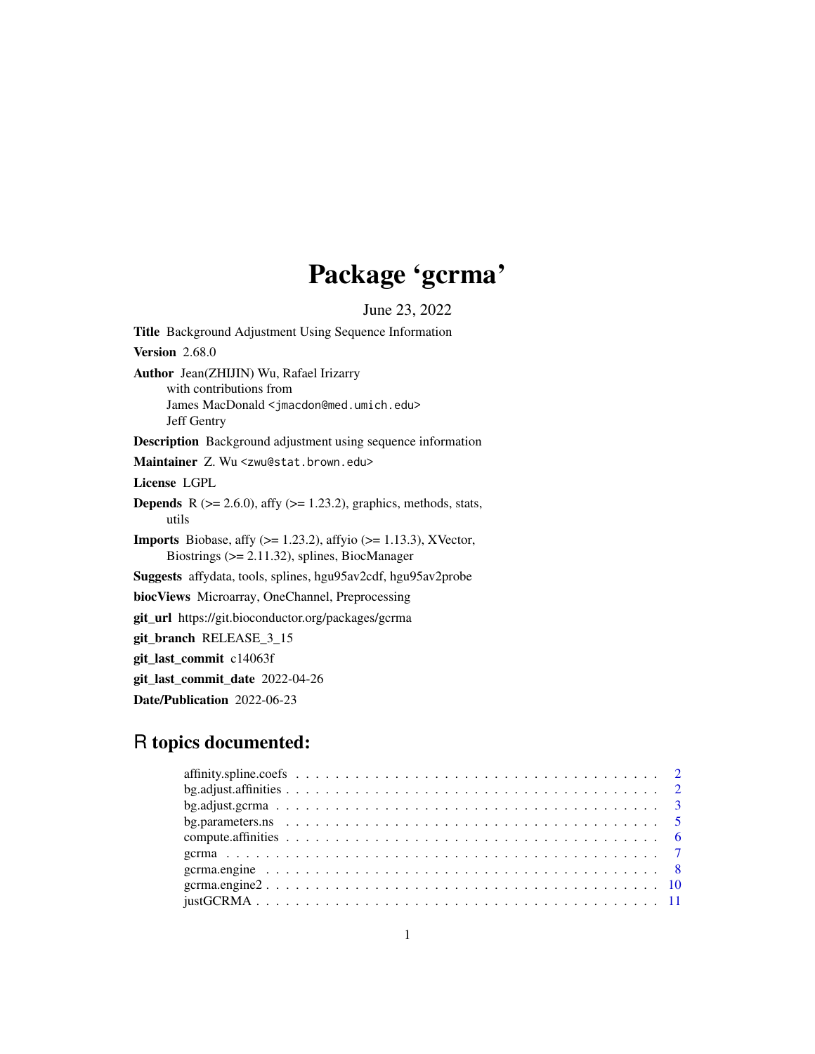# Package 'gcrma'

June 23, 2022

**Title** Background Adjustment Using Sequence Information

**Version** 2.68.0

**Author** Jean(ZHIJIN) Wu, Rafael Irizarry
with contributions from
James MacDonald <jmacdon@med.umich.edu>
Jeff Gentry

**Description** Background adjustment using sequence information

**Maintainer** Z. Wu <zwu@stat.brown.edu>

**License** LGPL

**Depends** R (>= 2.6.0), affy (>= 1.23.2), graphics, methods, stats, utils

**Imports** Biobase, affy (>= 1.23.2), affyio (>= 1.13.3), XVector, Biostrings (>= 2.11.32), splines, BiocManager

**Suggests** affydata, tools, splines, hgu95av2cdf, hgu95av2probe

**biocViews** Microarray, OneChannel, Preprocessing

**git_url** https://git.bioconductor.org/packages/gcrma

**git_branch** RELEASE_3_15

**git_last_commit** c14063f

**git_last_commit_date** 2022-04-26

**Date/Publication** 2022-06-23

## R topics documented:

- affinity.spline.coefs . . . . . . . . . . . . . . . . . . . . . . . . . . . . . . . . . . . . . . . . 2
- bg.adjust.affinities . . . . . . . . . . . . . . . . . . . . . . . . . . . . . . . . . . . . . . . . 2
- bg.adjust.gcrma . . . . . . . . . . . . . . . . . . . . . . . . . . . . . . . . . . . . . . . . 3
- bg.parameters.ns . . . . . . . . . . . . . . . . . . . . . . . . . . . . . . . . . . . . . . . . 5
- compute.affinities . . . . . . . . . . . . . . . . . . . . . . . . . . . . . . . . . . . . . . . . 6
- gcrma . . . . . . . . . . . . . . . . . . . . . . . . . . . . . . . . . . . . . . . . 7
- gcrma.engine . . . . . . . . . . . . . . . . . . . . . . . . . . . . . . . . . . . . . . . . 8
- gcrma.engine2 . . . . . . . . . . . . . . . . . . . . . . . . . . . . . . . . . . . . . . . . 10
- justGCRMA . . . . . . . . . . . . . . . . . . . . . . . . . . . . . . . . . . . . . . . . 11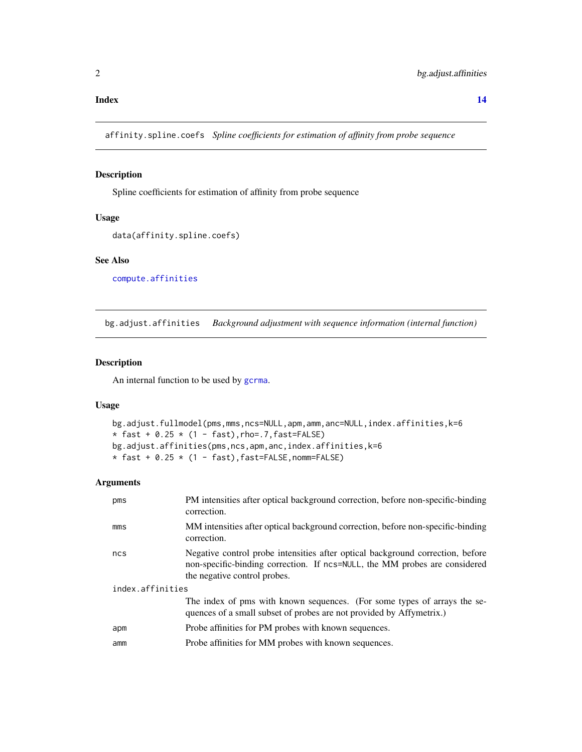Index 14

## affinity.spline.coefs *Spline coefficients for estimation of affinity from probe sequence*

### Description

Spline coefficients for estimation of affinity from probe sequence

### Usage

```
data(affinity.spline.coefs)
```

### See Also

compute.affinities

## bg.adjust.affinities *Background adjustment with sequence information (internal function)*

### Description

An internal function to be used by gcrma.

### Usage

```
bg.adjust.fullmodel(pms,mms,ncs=NULL,apm,amm,anc=NULL,index.affinities,k=6
* fast + 0.25 * (1 - fast),rho=.7,fast=FALSE)
bg.adjust.affinities(pms,ncs,apm,anc,index.affinities,k=6
* fast + 0.25 * (1 - fast),fast=FALSE,nomm=FALSE)
```

### Arguments

| | |
|---|---|
| pms | PM intensities after optical background correction, before non-specific-binding correction. |
| mms | MM intensities after optical background correction, before non-specific-binding correction. |
| ncs | Negative control probe intensities after optical background correction, before non-specific-binding correction. If ncs=NULL, the MM probes are considered the negative control probes. |
| index.affinities | The index of pms with known sequences. (For some types of arrays the sequences of a small subset of probes are not provided by Affymetrix.) |
| apm | Probe affinities for PM probes with known sequences. |
| amm | Probe affinities for MM probes with known sequences. |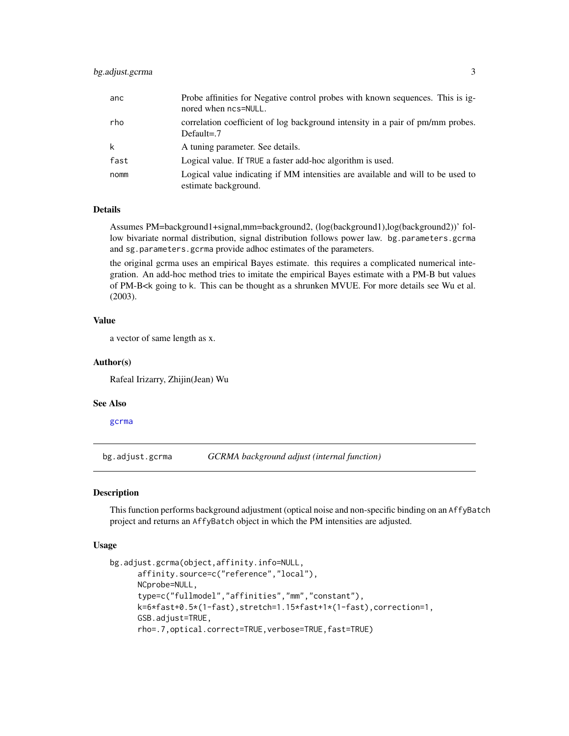| | |
|---|---|
| anc | Probe affinities for Negative control probes with known sequences. This is ignored when ncs=NULL. |
| rho | correlation coefficient of log background intensity in a pair of pm/mm probes. Default=.7 |
| k | A tuning parameter. See details. |
| fast | Logical value. If TRUE a faster add-hoc algorithm is used. |
| nomm | Logical value indicating if MM intensities are available and will to be used to estimate background. |

### Details

Assumes PM=background1+signal,mm=background2, (log(background1),log(background2))' follow bivariate normal distribution, signal distribution follows power law. bg.parameters.gcrma and sg.parameters.gcrma provide adhoc estimates of the parameters.

the original gcrma uses an empirical Bayes estimate. this requires a complicated numerical integration. An add-hoc method tries to imitate the empirical Bayes estimate with a PM-B but values of PM-B<k going to k. This can be thought as a shrunken MVUE. For more details see Wu et al. (2003).

### Value

a vector of same length as x.

### Author(s)

Rafeal Irizarry, Zhijin(Jean) Wu

### See Also

gcrma

---

## bg.adjust.gcrma *GCRMA background adjust (internal function)*

### Description

This function performs background adjustment (optical noise and non-specific binding on an AffyBatch project and returns an AffyBatch object in which the PM intensities are adjusted.

### Usage

```
bg.adjust.gcrma(object,affinity.info=NULL,
      affinity.source=c("reference","local"),
      NCprobe=NULL,
      type=c("fullmodel","affinities","mm","constant"),
      k=6*fast+0.5*(1-fast),stretch=1.15*fast+1*(1-fast),correction=1,
      GSB.adjust=TRUE,
      rho=.7,optical.correct=TRUE,verbose=TRUE,fast=TRUE)
```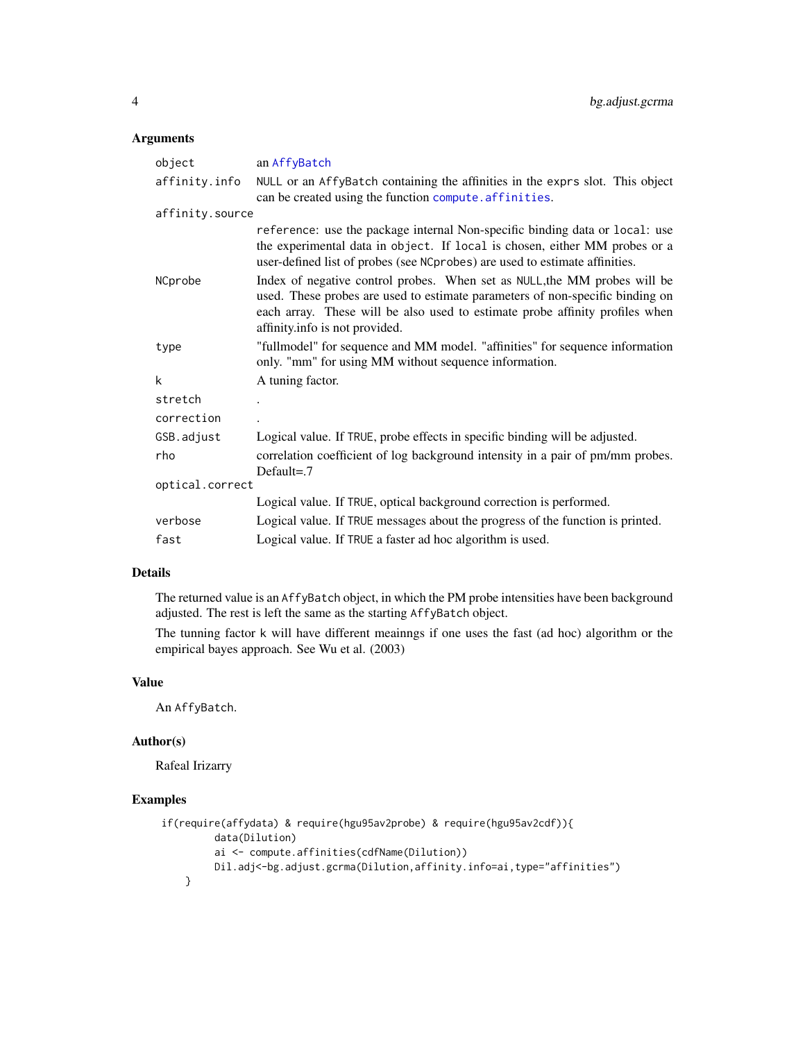## Arguments

| | |
|---|---|
| `object` | an `AffyBatch` |
| `affinity.info` | `NULL` or an `AffyBatch` containing the affinities in the `exprs` slot. This object can be created using the function `compute.affinities`. |
| `affinity.source` | `reference`: use the package internal Non-specific binding data or `local`: use the experimental data in `object`. If `local` is chosen, either MM probes or a user-defined list of probes (see `NCprobes`) are used to estimate affinities. |
| `NCprobe` | Index of negative control probes. When set as `NULL`,the MM probes will be used. These probes are used to estimate parameters of non-specific binding on each array. These will be also used to estimate probe affinity profiles when affinity.info is not provided. |
| `type` | "fullmodel" for sequence and MM model. "affinities" for sequence information only. "mm" for using MM without sequence information. |
| `k` | A tuning factor. |
| `stretch` | . |
| `correction` | . |
| `GSB.adjust` | Logical value. If `TRUE`, probe effects in specific binding will be adjusted. |
| `rho` | correlation coefficient of log background intensity in a pair of pm/mm probes. Default=.7 |
| `optical.correct` | Logical value. If `TRUE`, optical background correction is performed. |
| `verbose` | Logical value. If `TRUE` messages about the progress of the function is printed. |
| `fast` | Logical value. If `TRUE` a faster ad hoc algorithm is used. |

## Details

The returned value is an `AffyBatch` object, in which the PM probe intensities have been background adjusted. The rest is left the same as the starting `AffyBatch` object.

The tunning factor `k` will have different meainngs if one uses the fast (ad hoc) algorithm or the empirical bayes approach. See Wu et al. (2003)

## Value

An `AffyBatch`.

## Author(s)

Rafeal Irizarry

## Examples

```
if(require(affydata) & require(hgu95av2probe) & require(hgu95av2cdf)){
        data(Dilution)
        ai <- compute.affinities(cdfName(Dilution))
        Dil.adj<-bg.adjust.gcrma(Dilution,affinity.info=ai,type="affinities")
    }
```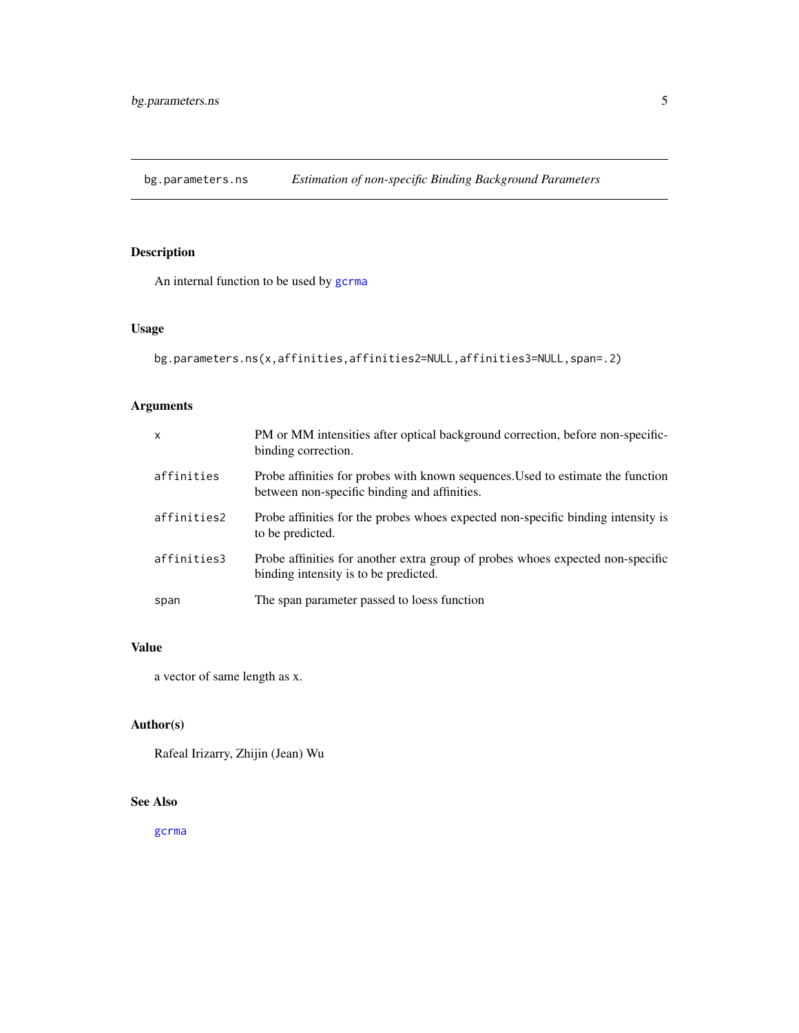# bg.parameters.ns — *Estimation of non-specific Binding Background Parameters*

## Description

An internal function to be used by `gcrma`

## Usage

```
bg.parameters.ns(x,affinities,affinities2=NULL,affinities3=NULL,span=.2)
```

## Arguments

| | |
|---|---|
| `x` | PM or MM intensities after optical background correction, before non-specific-binding correction. |
| `affinities` | Probe affinities for probes with known sequences.Used to estimate the function between non-specific binding and affinities. |
| `affinities2` | Probe affinities for the probes whoes expected non-specific binding intensity is to be predicted. |
| `affinities3` | Probe affinities for another extra group of probes whoes expected non-specific binding intensity is to be predicted. |
| `span` | The span parameter passed to loess function |

## Value

a vector of same length as x.

## Author(s)

Rafeal Irizarry, Zhijin (Jean) Wu

## See Also

`gcrma`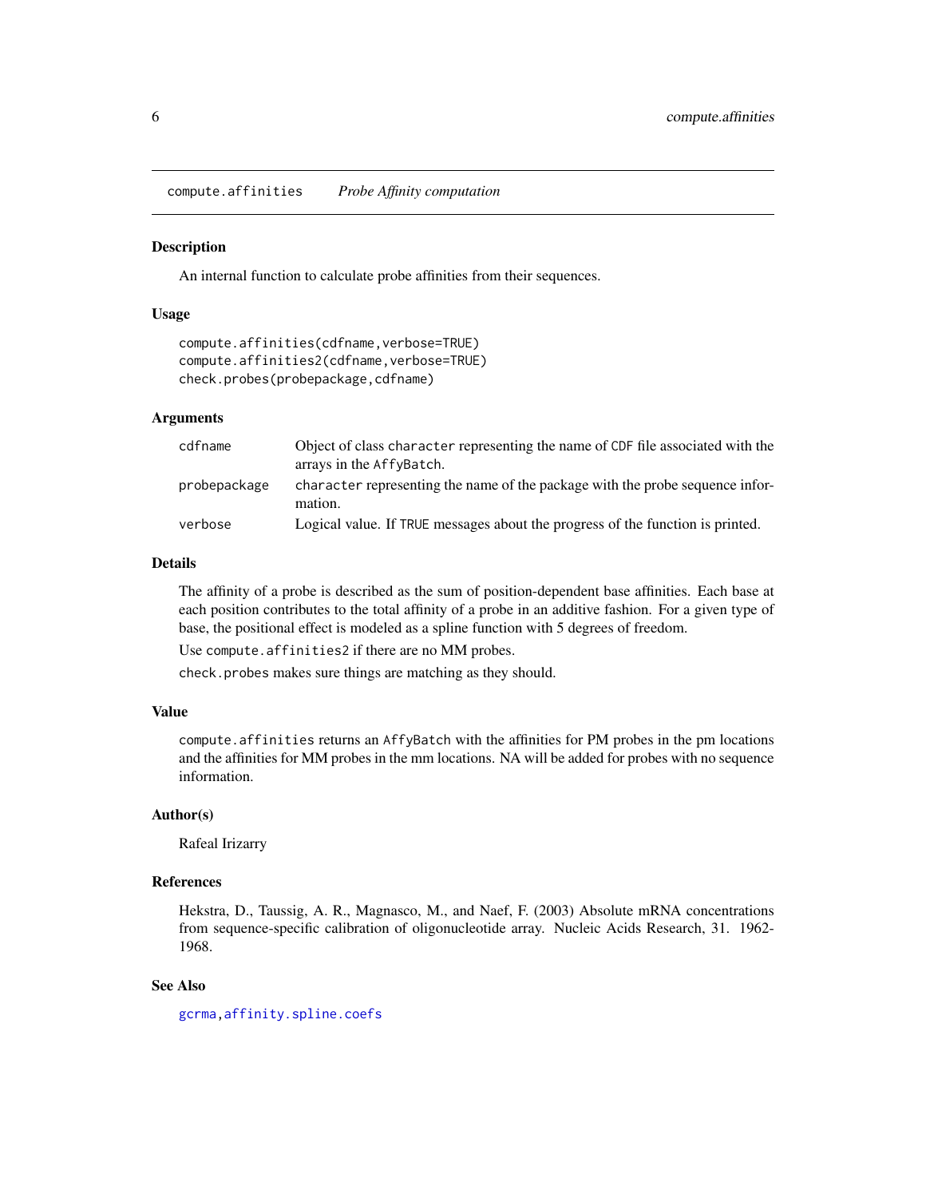## compute.affinities *Probe Affinity computation*

### Description

An internal function to calculate probe affinities from their sequences.

### Usage

```
compute.affinities(cdfname,verbose=TRUE)
compute.affinities2(cdfname,verbose=TRUE)
check.probes(probepackage,cdfname)
```

### Arguments

| | |
|---|---|
| cdfname | Object of class `character` representing the name of `CDF` file associated with the arrays in the `AffyBatch`. |
| probepackage | `character` representing the name of the package with the probe sequence information. |
| verbose | Logical value. If `TRUE` messages about the progress of the function is printed. |

### Details

The affinity of a probe is described as the sum of position-dependent base affinities. Each base at each position contributes to the total affinity of a probe in an additive fashion. For a given type of base, the positional effect is modeled as a spline function with 5 degrees of freedom.

Use `compute.affinities2` if there are no MM probes.

`check.probes` makes sure things are matching as they should.

### Value

`compute.affinities` returns an `AffyBatch` with the affinities for PM probes in the pm locations and the affinities for MM probes in the mm locations. NA will be added for probes with no sequence information.

### Author(s)

Rafeal Irizarry

### References

Hekstra, D., Taussig, A. R., Magnasco, M., and Naef, F. (2003) Absolute mRNA concentrations from sequence-specific calibration of oligonucleotide array. Nucleic Acids Research, 31. 1962-1968.

### See Also

gcrma, affinity.spline.coefs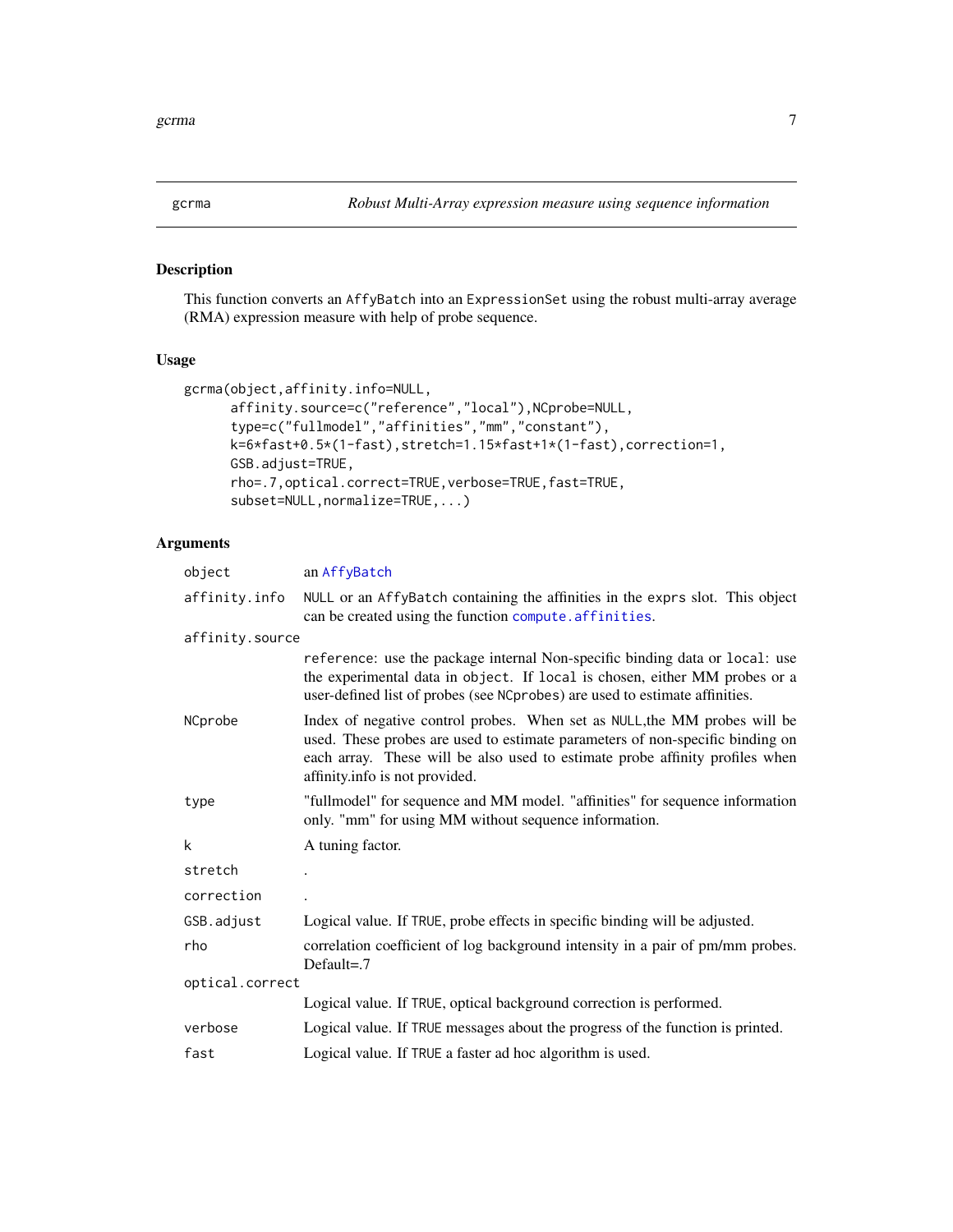## gcrma — *Robust Multi-Array expression measure using sequence information*

### Description

This function converts an `AffyBatch` into an `ExpressionSet` using the robust multi-array average (RMA) expression measure with help of probe sequence.

### Usage

```
gcrma(object,affinity.info=NULL,
      affinity.source=c("reference","local"),NCprobe=NULL,
      type=c("fullmodel","affinities","mm","constant"),
      k=6*fast+0.5*(1-fast),stretch=1.15*fast+1*(1-fast),correction=1,
      GSB.adjust=TRUE,
      rho=.7,optical.correct=TRUE,verbose=TRUE,fast=TRUE,
      subset=NULL,normalize=TRUE,...)
```

### Arguments

| Argument | Description |
|---|---|
| `object` | an `AffyBatch` |
| `affinity.info` | `NULL` or an `AffyBatch` containing the affinities in the `exprs` slot. This object can be created using the function `compute.affinities`. |
| `affinity.source` | `reference`: use the package internal Non-specific binding data or `local`: use the experimental data in `object`. If `local` is chosen, either MM probes or a user-defined list of probes (see `NCprobes`) are used to estimate affinities. |
| `NCprobe` | Index of negative control probes. When set as `NULL`,the MM probes will be used. These probes are used to estimate parameters of non-specific binding on each array. These will be also used to estimate probe affinity profiles when affinity.info is not provided. |
| `type` | "fullmodel" for sequence and MM model. "affinities" for sequence information only. "mm" for using MM without sequence information. |
| `k` | A tuning factor. |
| `stretch` | . |
| `correction` | . |
| `GSB.adjust` | Logical value. If `TRUE`, probe effects in specific binding will be adjusted. |
| `rho` | correlation coefficient of log background intensity in a pair of pm/mm probes. Default=.7 |
| `optical.correct` | Logical value. If `TRUE`, optical background correction is performed. |
| `verbose` | Logical value. If `TRUE` messages about the progress of the function is printed. |
| `fast` | Logical value. If `TRUE` a faster ad hoc algorithm is used. |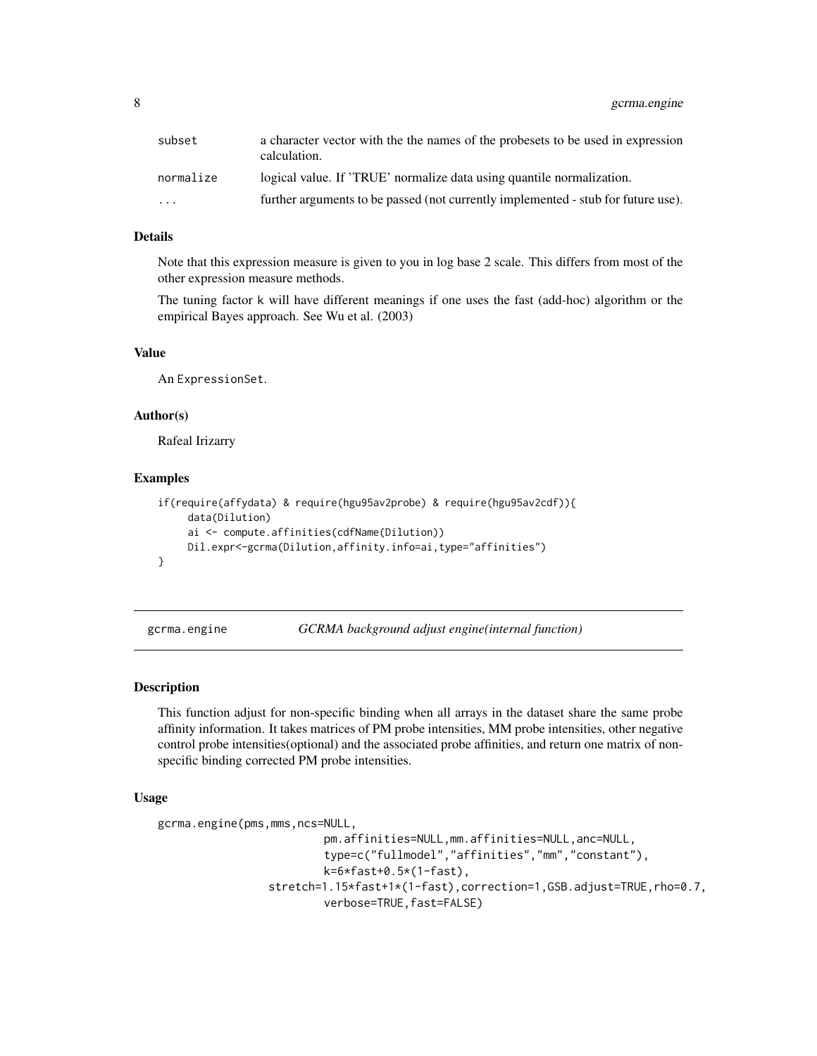| | |
|---|---|
| `subset` | a character vector with the the names of the probesets to be used in expression calculation. |
| `normalize` | logical value. If 'TRUE' normalize data using quantile normalization. |
| `...` | further arguments to be passed (not currently implemented - stub for future use). |

### Details

Note that this expression measure is given to you in log base 2 scale. This differs from most of the other expression measure methods.

The tuning factor `k` will have different meanings if one uses the fast (add-hoc) algorithm or the empirical Bayes approach. See Wu et al. (2003)

### Value

An `ExpressionSet`.

### Author(s)

Rafeal Irizarry

### Examples

```
if(require(affydata) & require(hgu95av2probe) & require(hgu95av2cdf)){
     data(Dilution)
     ai <- compute.affinities(cdfName(Dilution))
     Dil.expr<-gcrma(Dilution,affinity.info=ai,type="affinities")
}
```

---

## gcrma.engine — *GCRMA background adjust engine(internal function)*

---

### Description

This function adjust for non-specific binding when all arrays in the dataset share the same probe affinity information. It takes matrices of PM probe intensities, MM probe intensities, other negative control probe intensities(optional) and the associated probe affinities, and return one matrix of non-specific binding corrected PM probe intensities.

### Usage

```
gcrma.engine(pms,mms,ncs=NULL,
                         pm.affinities=NULL,mm.affinities=NULL,anc=NULL,
                         type=c("fullmodel","affinities","mm","constant"),
                         k=6*fast+0.5*(1-fast),
                stretch=1.15*fast+1*(1-fast),correction=1,GSB.adjust=TRUE,rho=0.7,
                         verbose=TRUE,fast=FALSE)
```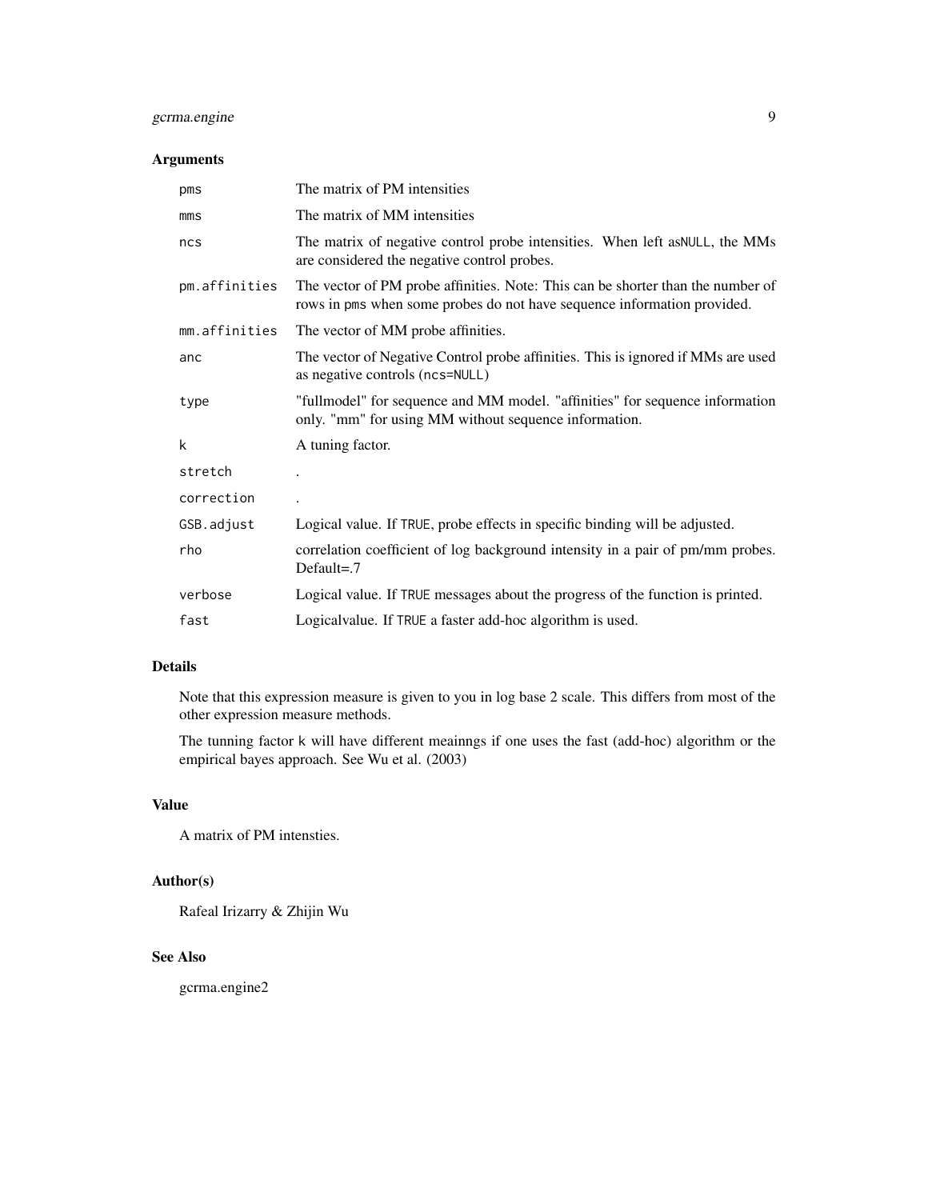### Arguments

| | |
|---|---|
| pms | The matrix of PM intensities |
| mms | The matrix of MM intensities |
| ncs | The matrix of negative control probe intensities. When left asNULL, the MMs are considered the negative control probes. |
| pm.affinities | The vector of PM probe affinities. Note: This can be shorter than the number of rows in pms when some probes do not have sequence information provided. |
| mm.affinities | The vector of MM probe affinities. |
| anc | The vector of Negative Control probe affinities. This is ignored if MMs are used as negative controls (ncs=NULL) |
| type | "fullmodel" for sequence and MM model. "affinities" for sequence information only. "mm" for using MM without sequence information. |
| k | A tuning factor. |
| stretch | . |
| correction | . |
| GSB.adjust | Logical value. If TRUE, probe effects in specific binding will be adjusted. |
| rho | correlation coefficient of log background intensity in a pair of pm/mm probes. Default=.7 |
| verbose | Logical value. If TRUE messages about the progress of the function is printed. |
| fast | Logicalvalue. If TRUE a faster add-hoc algorithm is used. |

### Details

Note that this expression measure is given to you in log base 2 scale. This differs from most of the other expression measure methods.

The tunning factor k will have different meainngs if one uses the fast (add-hoc) algorithm or the empirical bayes approach. See Wu et al. (2003)

### Value

A matrix of PM intensties.

### Author(s)

Rafeal Irizarry & Zhijin Wu

### See Also

gcrma.engine2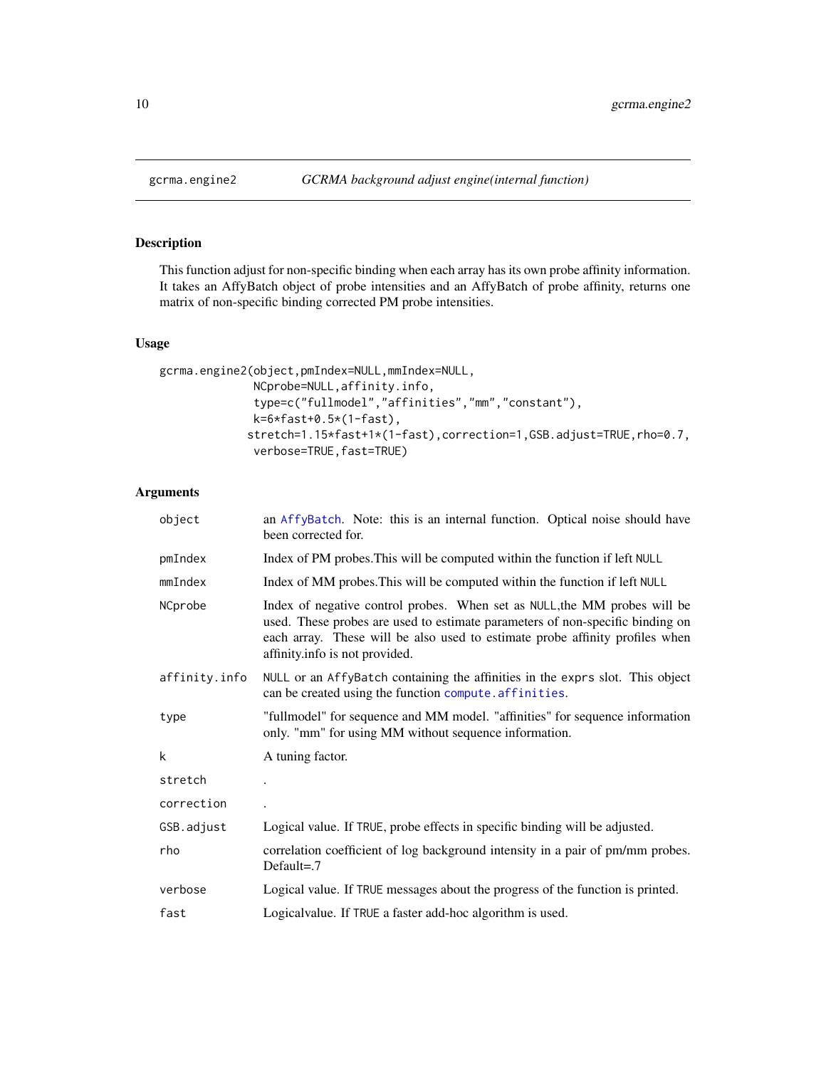gcrma.engine2 — *GCRMA background adjust engine(internal function)*

## Description

This function adjust for non-specific binding when each array has its own probe affinity information. It takes an AffyBatch object of probe intensities and an AffyBatch of probe affinity, returns one matrix of non-specific binding corrected PM probe intensities.

## Usage

```
gcrma.engine2(object,pmIndex=NULL,mmIndex=NULL,
              NCprobe=NULL,affinity.info,
              type=c("fullmodel","affinities","mm","constant"),
              k=6*fast+0.5*(1-fast),
             stretch=1.15*fast+1*(1-fast),correction=1,GSB.adjust=TRUE,rho=0.7,
              verbose=TRUE,fast=TRUE)
```

## Arguments

| | |
|---|---|
| `object` | an AffyBatch. Note: this is an internal function. Optical noise should have been corrected for. |
| `pmIndex` | Index of PM probes.This will be computed within the function if left `NULL` |
| `mmIndex` | Index of MM probes.This will be computed within the function if left `NULL` |
| `NCprobe` | Index of negative control probes. When set as `NULL`,the MM probes will be used. These probes are used to estimate parameters of non-specific binding on each array. These will be also used to estimate probe affinity profiles when affinity.info is not provided. |
| `affinity.info` | `NULL` or an `AffyBatch` containing the affinities in the `exprs` slot. This object can be created using the function compute.affinities. |
| `type` | "fullmodel" for sequence and MM model. "affinities" for sequence information only. "mm" for using MM without sequence information. |
| `k` | A tuning factor. |
| `stretch` | . |
| `correction` | . |
| `GSB.adjust` | Logical value. If `TRUE`, probe effects in specific binding will be adjusted. |
| `rho` | correlation coefficient of log background intensity in a pair of pm/mm probes. Default=.7 |
| `verbose` | Logical value. If `TRUE` messages about the progress of the function is printed. |
| `fast` | Logicalvalue. If `TRUE` a faster add-hoc algorithm is used. |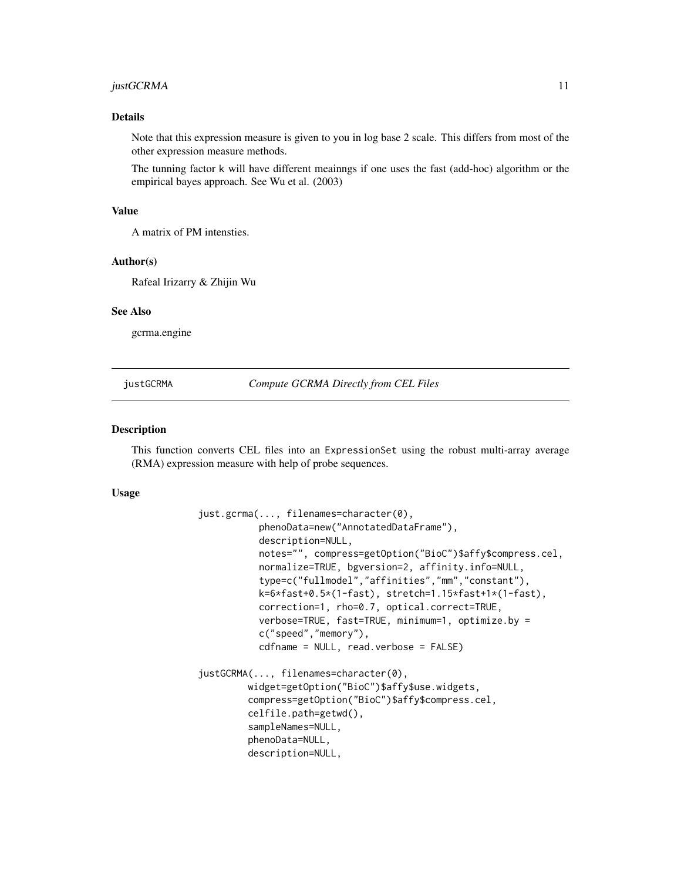## Details

Note that this expression measure is given to you in log base 2 scale. This differs from most of the other expression measure methods.

The tunning factor `k` will have different meainngs if one uses the fast (add-hoc) algorithm or the empirical bayes approach. See Wu et al. (2003)

## Value

A matrix of PM intensties.

## Author(s)

Rafeal Irizarry & Zhijin Wu

## See Also

gcrma.engine

---

# justGCRMA — *Compute GCRMA Directly from CEL Files*

## Description

This function converts CEL files into an `ExpressionSet` using the robust multi-array average (RMA) expression measure with help of probe sequences.

## Usage

```
just.gcrma(..., filenames=character(0),
           phenoData=new("AnnotatedDataFrame"),
           description=NULL,
           notes="", compress=getOption("BioC")$affy$compress.cel,
           normalize=TRUE, bgversion=2, affinity.info=NULL,
           type=c("fullmodel","affinities","mm","constant"),
           k=6*fast+0.5*(1-fast), stretch=1.15*fast+1*(1-fast),
           correction=1, rho=0.7, optical.correct=TRUE,
           verbose=TRUE, fast=TRUE, minimum=1, optimize.by =
           c("speed","memory"),
           cdfname = NULL, read.verbose = FALSE)

justGCRMA(..., filenames=character(0),
         widget=getOption("BioC")$affy$use.widgets,
         compress=getOption("BioC")$affy$compress.cel,
         celfile.path=getwd(),
         sampleNames=NULL,
         phenoData=NULL,
         description=NULL,
```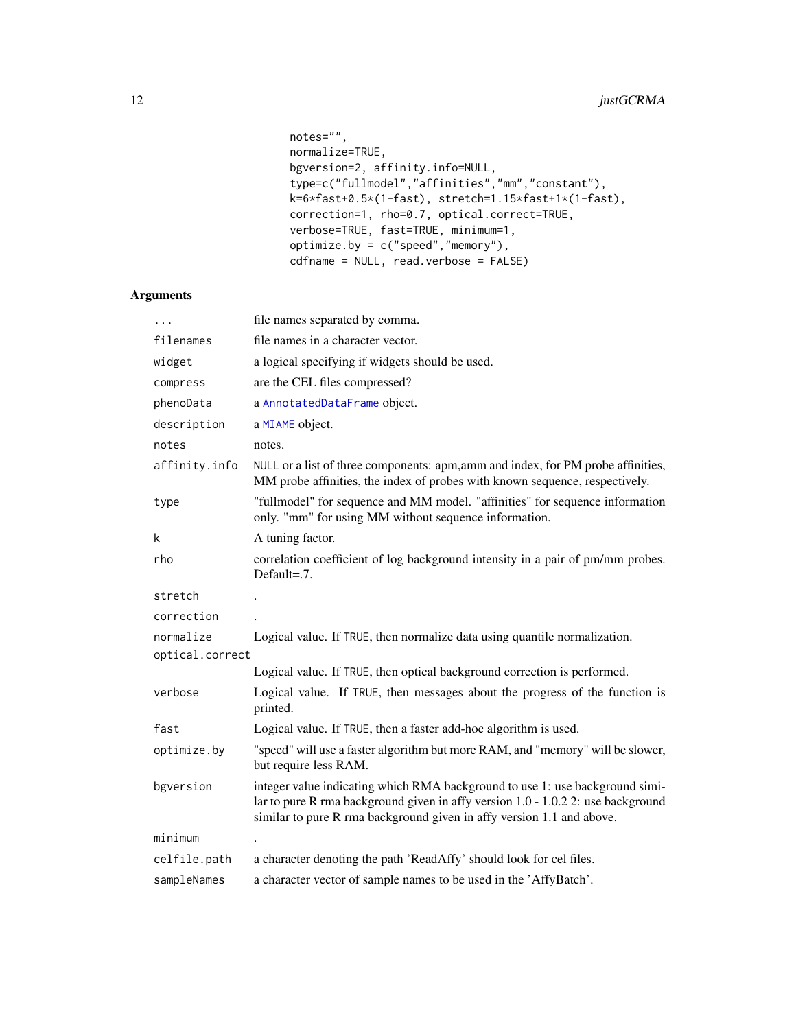```
        notes="",
        normalize=TRUE,
        bgversion=2, affinity.info=NULL,
        type=c("fullmodel","affinities","mm","constant"),
        k=6*fast+0.5*(1-fast), stretch=1.15*fast+1*(1-fast),
        correction=1, rho=0.7, optical.correct=TRUE,
        verbose=TRUE, fast=TRUE, minimum=1,
        optimize.by = c("speed","memory"),
        cdfname = NULL, read.verbose = FALSE)
```

## Arguments

| | |
|---|---|
| `...` | file names separated by comma. |
| `filenames` | file names in a character vector. |
| `widget` | a logical specifying if widgets should be used. |
| `compress` | are the CEL files compressed? |
| `phenoData` | a `AnnotatedDataFrame` object. |
| `description` | a `MIAME` object. |
| `notes` | notes. |
| `affinity.info` | `NULL` or a list of three components: apm,amm and index, for PM probe affinities, MM probe affinities, the index of probes with known sequence, respectively. |
| `type` | "fullmodel" for sequence and MM model. "affinities" for sequence information only. "mm" for using MM without sequence information. |
| `k` | A tuning factor. |
| `rho` | correlation coefficient of log background intensity in a pair of pm/mm probes. Default=.7. |
| `stretch` | . |
| `correction` | . |
| `normalize` | Logical value. If `TRUE`, then normalize data using quantile normalization. |
| `optical.correct` | Logical value. If `TRUE`, then optical background correction is performed. |
| `verbose` | Logical value. If `TRUE`, then messages about the progress of the function is printed. |
| `fast` | Logical value. If `TRUE`, then a faster add-hoc algorithm is used. |
| `optimize.by` | "speed" will use a faster algorithm but more RAM, and "memory" will be slower, but require less RAM. |
| `bgversion` | integer value indicating which RMA background to use 1: use background similar to pure R rma background given in affy version 1.0 - 1.0.2 2: use background similar to pure R rma background given in affy version 1.1 and above. |
| `minimum` | . |
| `celfile.path` | a character denoting the path 'ReadAffy' should look for cel files. |
| `sampleNames` | a character vector of sample names to be used in the 'AffyBatch'. |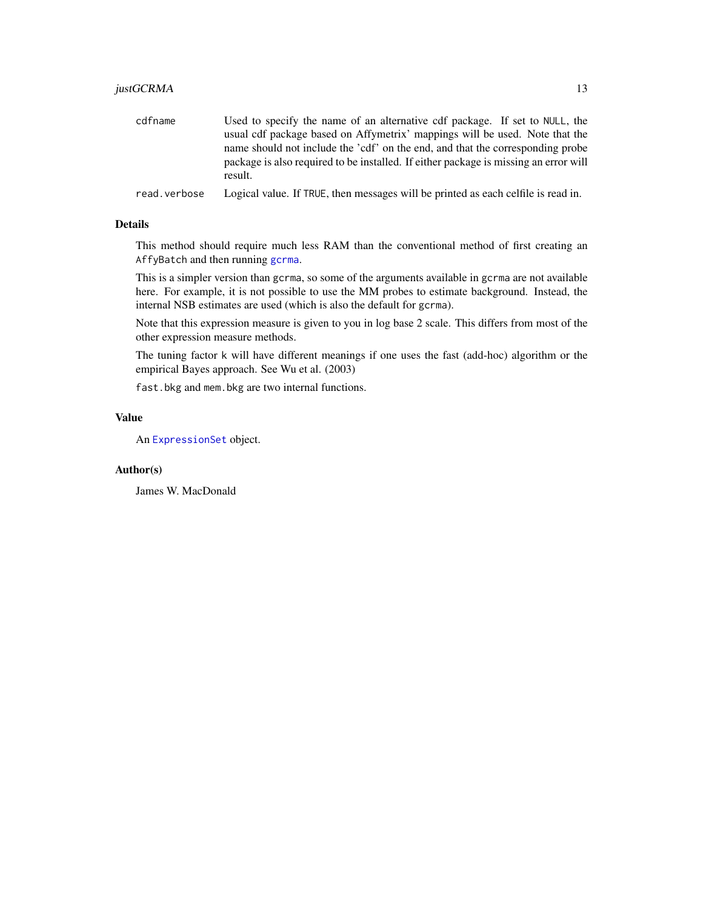`cdfname` Used to specify the name of an alternative cdf package. If set to `NULL`, the usual cdf package based on Affymetrix' mappings will be used. Note that the name should not include the 'cdf' on the end, and that the corresponding probe package is also required to be installed. If either package is missing an error will result.

`read.verbose` Logical value. If `TRUE`, then messages will be printed as each celfile is read in.

## Details

This method should require much less RAM than the conventional method of first creating an `AffyBatch` and then running `gcrma`.

This is a simpler version than `gcrma`, so some of the arguments available in `gcrma` are not available here. For example, it is not possible to use the MM probes to estimate background. Instead, the internal NSB estimates are used (which is also the default for `gcrma`).

Note that this expression measure is given to you in log base 2 scale. This differs from most of the other expression measure methods.

The tuning factor `k` will have different meanings if one uses the fast (add-hoc) algorithm or the empirical Bayes approach. See Wu et al. (2003)

`fast.bkg` and `mem.bkg` are two internal functions.

## Value

An `ExpressionSet` object.

## Author(s)

James W. MacDonald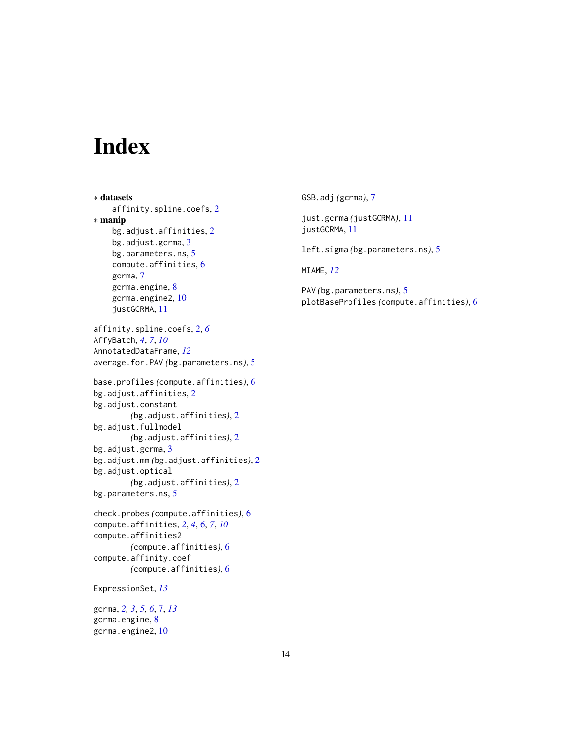# Index

∗ **datasets**
  affinity.spline.coefs, 2

∗ **manip**
  bg.adjust.affinities, 2
  bg.adjust.gcrma, 3
  bg.parameters.ns, 5
  compute.affinities, 6
  gcrma, 7
  gcrma.engine, 8
  gcrma.engine2, 10
  justGCRMA, 11

affinity.spline.coefs, 2, *6*
AffyBatch, *4*, *7*, *10*
AnnotatedDataFrame, *12*
average.for.PAV *(*bg.parameters.ns*)*, 5

base.profiles *(*compute.affinities*)*, 6
bg.adjust.affinities, 2
bg.adjust.constant *(*bg.adjust.affinities*)*, 2
bg.adjust.fullmodel *(*bg.adjust.affinities*)*, 2
bg.adjust.gcrma, 3
bg.adjust.mm *(*bg.adjust.affinities*)*, 2
bg.adjust.optical *(*bg.adjust.affinities*)*, 2
bg.parameters.ns, 5

check.probes *(*compute.affinities*)*, 6
compute.affinities, *2*, *4*, 6, *7*, *10*
compute.affinities2 *(*compute.affinities*)*, 6
compute.affinity.coef *(*compute.affinities*)*, 6

ExpressionSet, *13*

gcrma, *2, 3*, *5, 6*, 7, *13*
gcrma.engine, 8
gcrma.engine2, 10
GSB.adj *(*gcrma*)*, 7

just.gcrma *(*justGCRMA*)*, 11
justGCRMA, 11

left.sigma *(*bg.parameters.ns*)*, 5

MIAME, *12*

PAV *(*bg.parameters.ns*)*, 5
plotBaseProfiles *(*compute.affinities*)*, 6